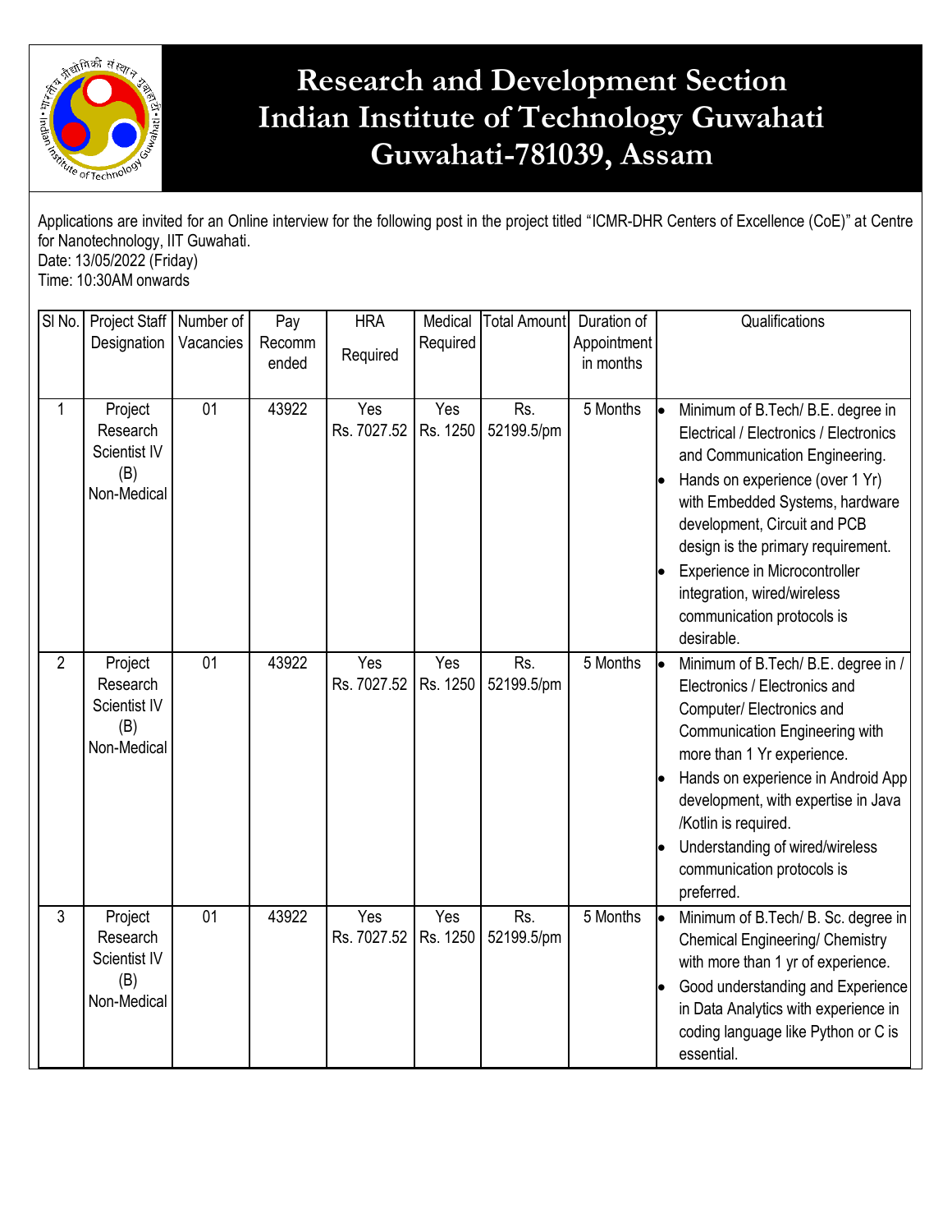# Research and Development Section
# Indian Institute of Technology Guwahati
# Guwahati-781039, Assam

Applications are invited for an Online interview for the following post in the project titled "ICMR-DHR Centers of Excellence (CoE)" at Centre for Nanotechnology, IIT Guwahati.
Date: 13/05/2022 (Friday)
Time: 10:30AM onwards

| Sl No. | Project Staff Designation | Number of Vacancies | Pay Recommended | HRA Required | Medical Required | Total Amount | Duration of Appointment in months | Qualifications |
|---|---|---|---|---|---|---|---|---|
| 1 | Project Research Scientist IV (B) Non-Medical | 01 | 43922 | Yes Rs. 7027.52 | Yes Rs. 1250 | Rs. 52199.5/pm | 5 Months | • Minimum of B.Tech/ B.E. degree in Electrical / Electronics / Electronics and Communication Engineering.<br>• Hands on experience (over 1 Yr) with Embedded Systems, hardware development, Circuit and PCB design is the primary requirement.<br>• Experience in Microcontroller integration, wired/wireless communication protocols is desirable. |
| 2 | Project Research Scientist IV (B) Non-Medical | 01 | 43922 | Yes Rs. 7027.52 | Yes Rs. 1250 | Rs. 52199.5/pm | 5 Months | • Minimum of B.Tech/ B.E. degree in / Electronics / Electronics and Computer/ Electronics and Communication Engineering with more than 1 Yr experience.<br>• Hands on experience in Android App development, with expertise in Java /Kotlin is required.<br>• Understanding of wired/wireless communication protocols is preferred. |
| 3 | Project Research Scientist IV (B) Non-Medical | 01 | 43922 | Yes Rs. 7027.52 | Yes Rs. 1250 | Rs. 52199.5/pm | 5 Months | • Minimum of B.Tech/ B. Sc. degree in Chemical Engineering/ Chemistry with more than 1 yr of experience.<br>• Good understanding and Experience in Data Analytics with experience in coding language like Python or C is essential. |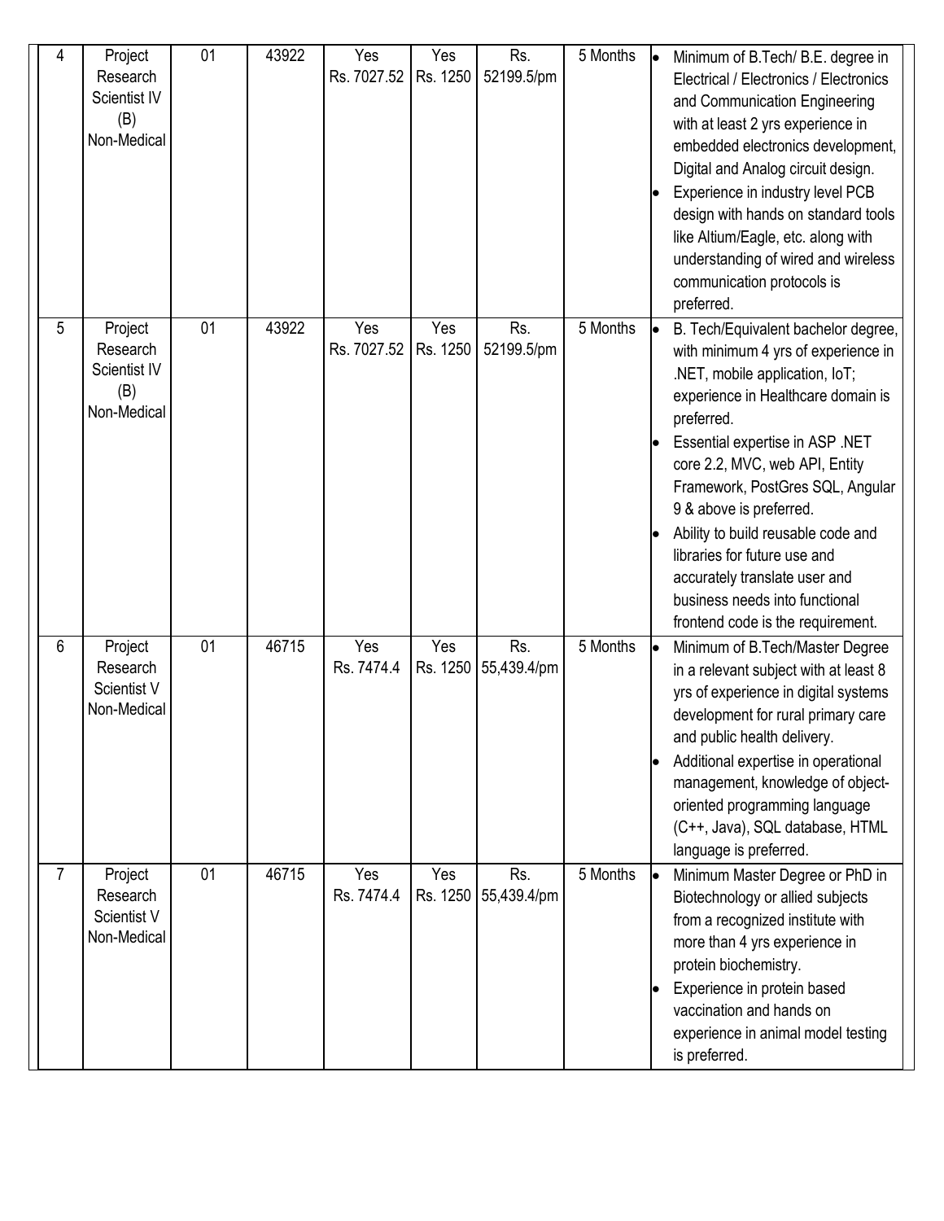| 4 | Project Research Scientist IV (B) Non-Medical | 01 | 43922 | Yes Rs. 7027.52 | Yes Rs. 1250 | Rs. 52199.5/pm | 5 Months | • Minimum of B.Tech/ B.E. degree in Electrical / Electronics / Electronics and Communication Engineering with at least 2 yrs experience in embedded electronics development, Digital and Analog circuit design.<br>• Experience in industry level PCB design with hands on standard tools like Altium/Eagle, etc. along with understanding of wired and wireless communication protocols is preferred. |
|---|---|---|---|---|---|---|---|---|
| 5 | Project Research Scientist IV (B) Non-Medical | 01 | 43922 | Yes Rs. 7027.52 | Yes Rs. 1250 | Rs. 52199.5/pm | 5 Months | • B. Tech/Equivalent bachelor degree, with minimum 4 yrs of experience in .NET, mobile application, IoT; experience in Healthcare domain is preferred.<br>• Essential expertise in ASP .NET core 2.2, MVC, web API, Entity Framework, PostGres SQL, Angular 9 & above is preferred.<br>• Ability to build reusable code and libraries for future use and accurately translate user and business needs into functional frontend code is the requirement. |
| 6 | Project Research Scientist V Non-Medical | 01 | 46715 | Yes Rs. 7474.4 | Yes Rs. 1250 | Rs. 55,439.4/pm | 5 Months | • Minimum of B.Tech/Master Degree in a relevant subject with at least 8 yrs of experience in digital systems development for rural primary care and public health delivery.<br>• Additional expertise in operational management, knowledge of object-oriented programming language (C++, Java), SQL database, HTML language is preferred. |
| 7 | Project Research Scientist V Non-Medical | 01 | 46715 | Yes Rs. 7474.4 | Yes Rs. 1250 | Rs. 55,439.4/pm | 5 Months | • Minimum Master Degree or PhD in Biotechnology or allied subjects from a recognized institute with more than 4 yrs experience in protein biochemistry.<br>• Experience in protein based vaccination and hands on experience in animal model testing is preferred. |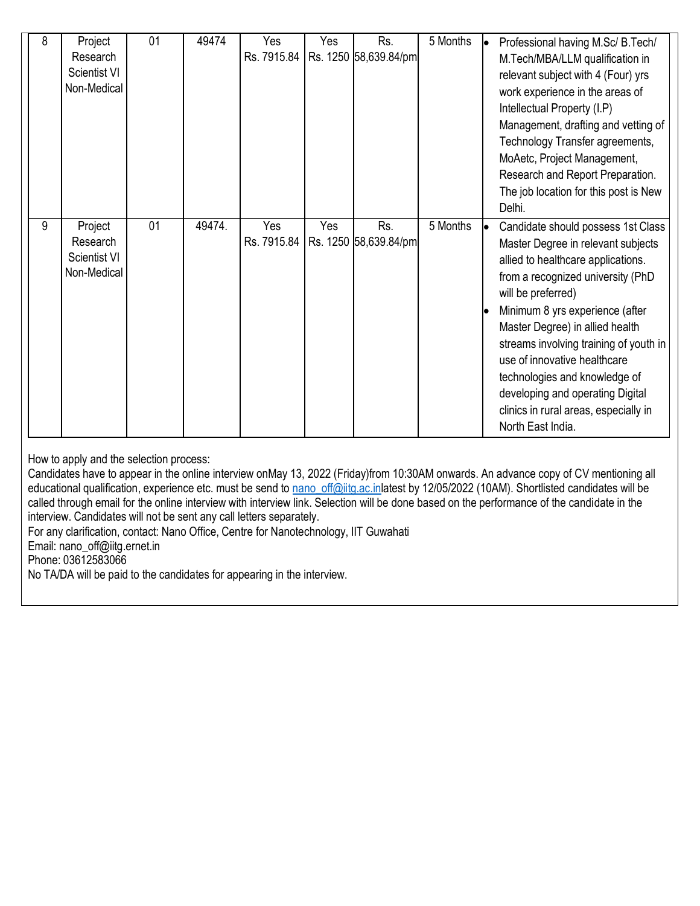| | | | | | | | | |
|---|---|---|---|---|---|---|---|---|
| 8 | Project Research Scientist VI Non-Medical | 01 | 49474 | Yes Rs. 7915.84 | Yes Rs. 1250 | Rs. 58,639.84/pm | 5 Months | • Professional having M.Sc/ B.Tech/ M.Tech/MBA/LLM qualification in relevant subject with 4 (Four) yrs work experience in the areas of Intellectual Property (I.P) Management, drafting and vetting of Technology Transfer agreements, MoAetc, Project Management, Research and Report Preparation. The job location for this post is New Delhi. |
| 9 | Project Research Scientist VI Non-Medical | 01 | 49474. | Yes Rs. 7915.84 | Yes Rs. 1250 | Rs. 58,639.84/pm | 5 Months | • Candidate should possess 1st Class Master Degree in relevant subjects allied to healthcare applications. from a recognized university (PhD will be preferred) • Minimum 8 yrs experience (after Master Degree) in allied health streams involving training of youth in use of innovative healthcare technologies and knowledge of developing and operating Digital clinics in rural areas, especially in North East India. |

How to apply and the selection process:

Candidates have to appear in the online interview onMay 13, 2022 (Friday)from 10:30AM onwards. An advance copy of CV mentioning all educational qualification, experience etc. must be send to nano_off@iitg.ac.inlatest by 12/05/2022 (10AM). Shortlisted candidates will be called through email for the online interview with interview link. Selection will be done based on the performance of the candidate in the interview. Candidates will not be sent any call letters separately.

For any clarification, contact: Nano Office, Centre for Nanotechnology, IIT Guwahati

Email: nano_off@iitg.ernet.in

Phone: 03612583066

No TA/DA will be paid to the candidates for appearing in the interview.